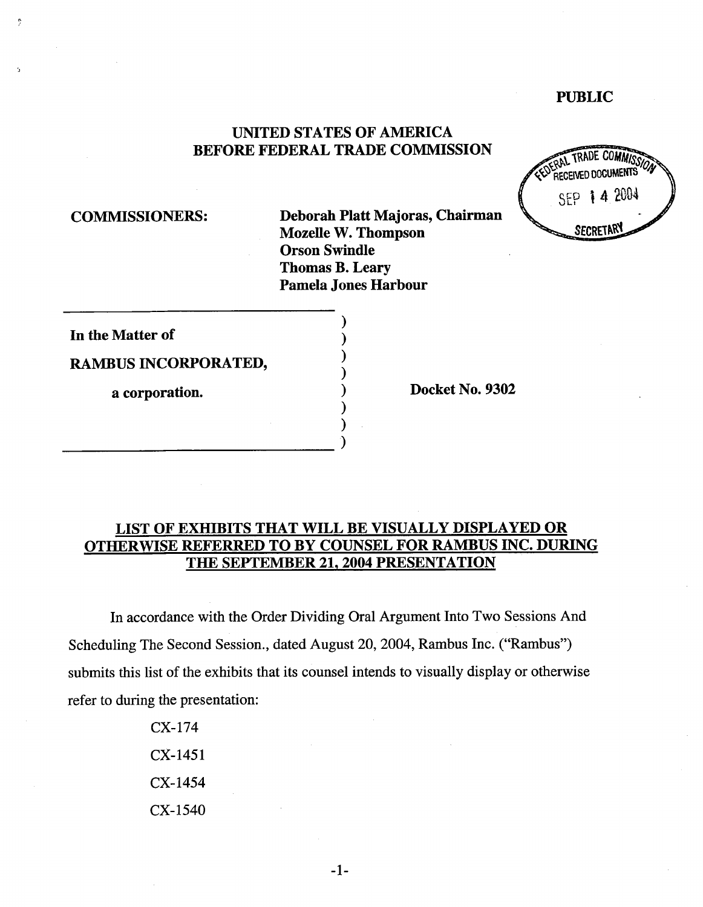**PUBLIC**

**UNITED STATES OF AMERICA**
**BEFORE FEDERAL TRADE COMMISSION**

FEDERAL TRADE COMMISSION RECEIVED DOCUMENTS SEP 14 2004 SECRETARY

**COMMISSIONERS:**

**Deborah Platt Majoras, Chairman**
**Mozelle W. Thompson**
**Orson Swindle**
**Thomas B. Leary**
**Pamela Jones Harbour**

**In the Matter of**

**RAMBUS INCORPORATED,**

**a corporation.**

**Docket No. 9302**

## LIST OF EXHIBITS THAT WILL BE VISUALLY DISPLAYED OR OTHERWISE REFERRED TO BY COUNSEL FOR RAMBUS INC. DURING THE SEPTEMBER 21, 2004 PRESENTATION

In accordance with the Order Dividing Oral Argument Into Two Sessions And Scheduling The Second Session., dated August 20, 2004, Rambus Inc. ("Rambus") submits this list of the exhibits that its counsel intends to visually display or otherwise refer to during the presentation:

CX-174

CX-1451

CX-1454

CX-1540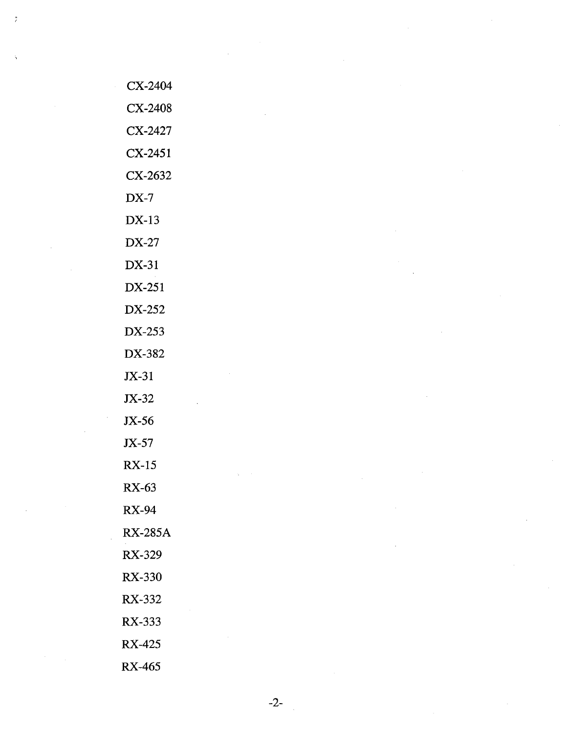CX-2404

CX-2408

CX-2427

CX-2451

CX-2632

DX-7

DX-13

DX-27

DX-31

DX-251

DX-252

DX-253

DX-382

JX-31

JX-32

JX-56

JX-57

RX-15

RX-63

RX-94

RX-285A

RX-329

RX-330

RX-332

RX-333

RX-425

RX-465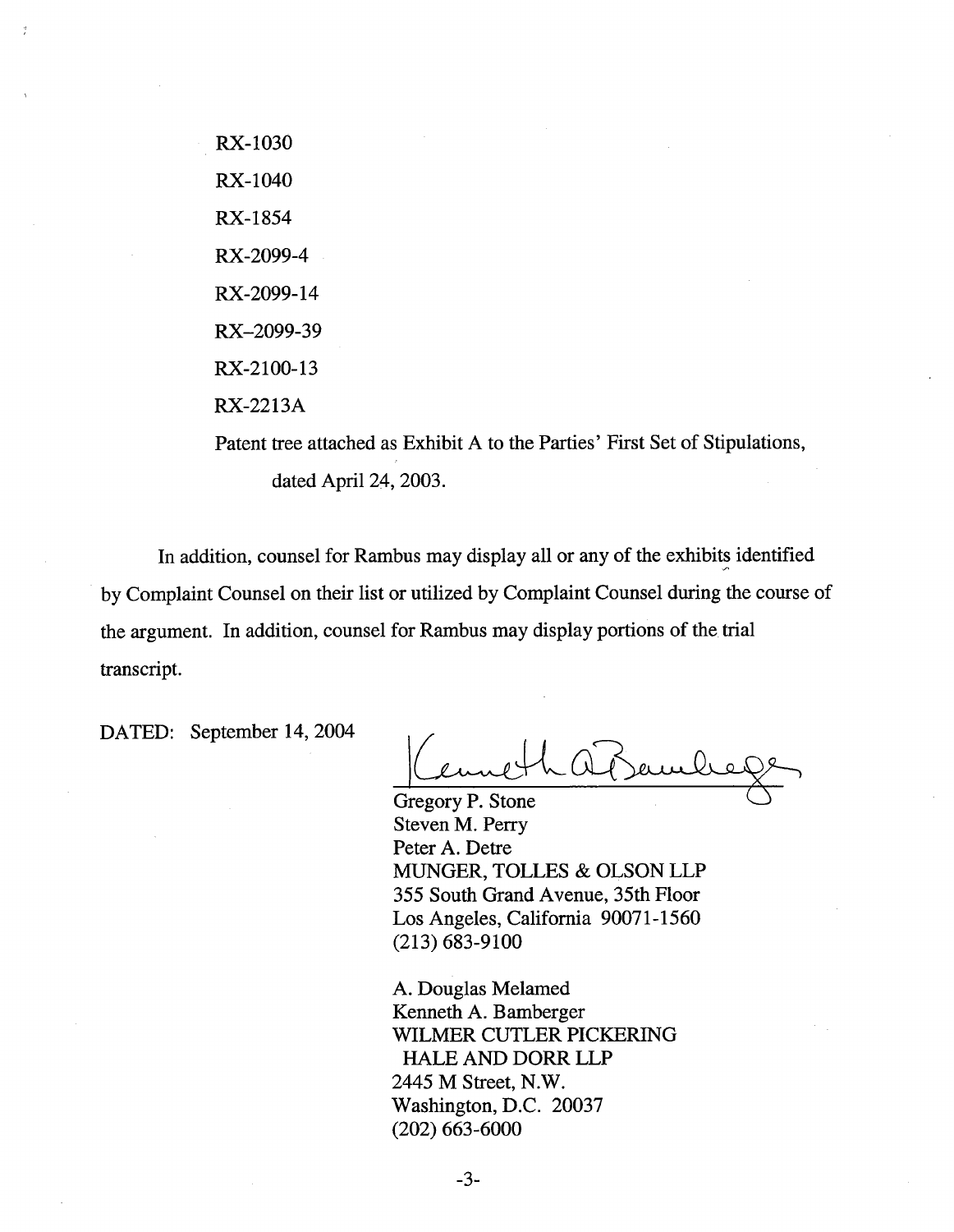RX-1030

RX-1040

RX-1854

RX-2099-4

RX-2099-14

RX–2099-39

RX-2100-13

RX-2213A

Patent tree attached as Exhibit A to the Parties' First Set of Stipulations, dated April 24, 2003.

In addition, counsel for Rambus may display all or any of the exhibits identified by Complaint Counsel on their list or utilized by Complaint Counsel during the course of the argument. In addition, counsel for Rambus may display portions of the trial transcript.

DATED: September 14, 2004

Kenneth A. Bamberger

Gregory P. Stone
Steven M. Perry
Peter A. Detre
MUNGER, TOLLES & OLSON LLP
355 South Grand Avenue, 35th Floor
Los Angeles, California 90071-1560
(213) 683-9100

A. Douglas Melamed
Kenneth A. Bamberger
WILMER CUTLER PICKERING
HALE AND DORR LLP
2445 M Street, N.W.
Washington, D.C. 20037
(202) 663-6000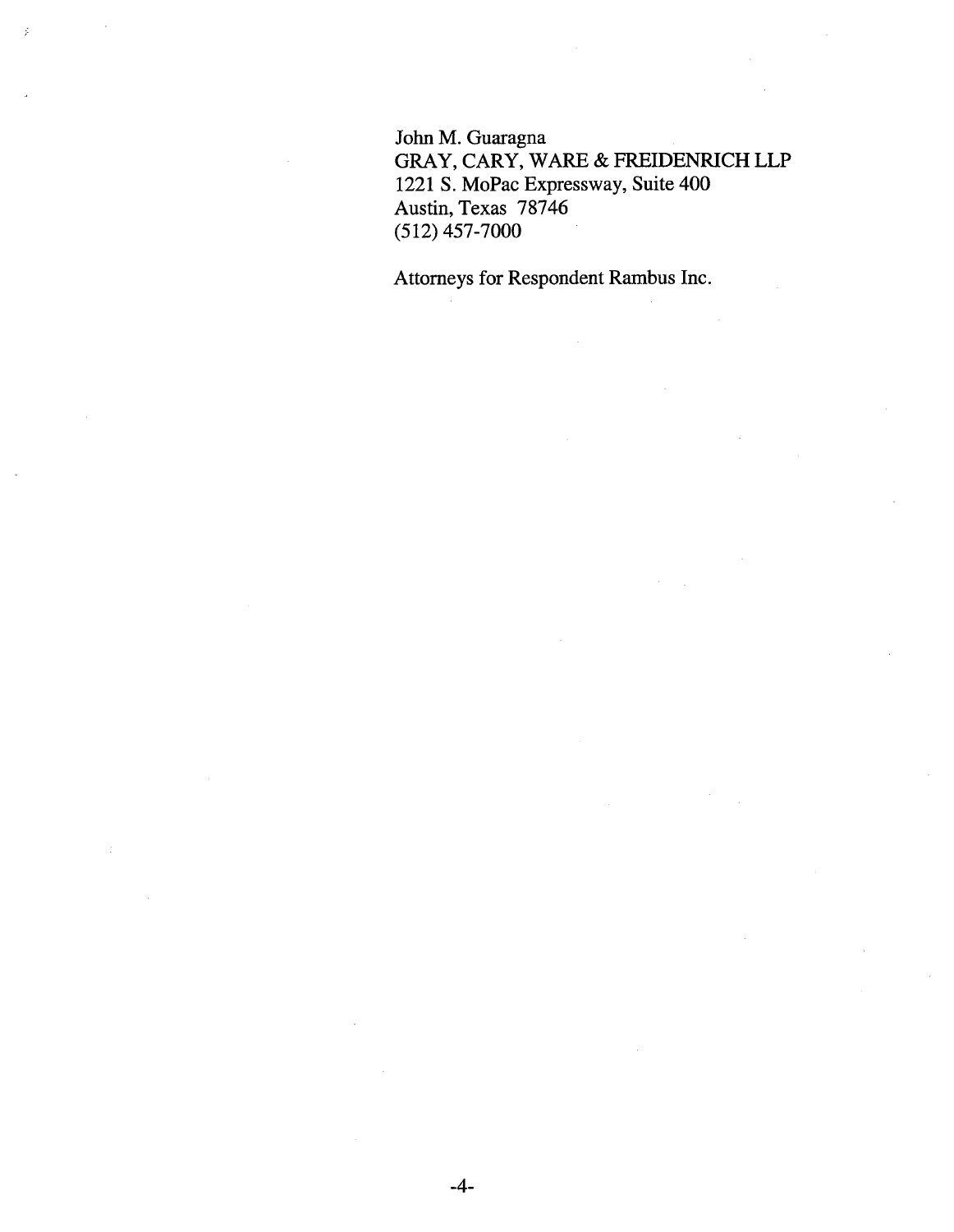John M. Guaragna
GRAY, CARY, WARE & FREIDENRICH LLP
1221 S. MoPac Expressway, Suite 400
Austin, Texas 78746
(512) 457-7000

Attorneys for Respondent Rambus Inc.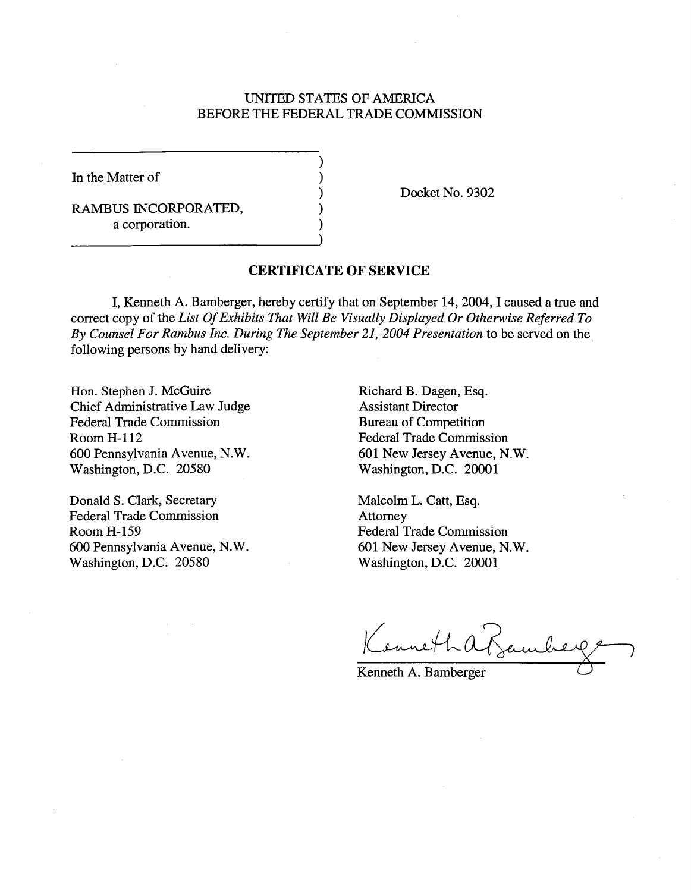UNITED STATES OF AMERICA
BEFORE THE FEDERAL TRADE COMMISSION

| | |
|---|---|
| In the Matter of<br><br>RAMBUS INCORPORATED,<br>a corporation. | Docket No. 9302 |

## CERTIFICATE OF SERVICE

I, Kenneth A. Bamberger, hereby certify that on September 14, 2004, I caused a true and correct copy of the *List Of Exhibits That Will Be Visually Displayed Or Otherwise Referred To By Counsel For Rambus Inc. During The September 21, 2004 Presentation* to be served on the following persons by hand delivery:

Hon. Stephen J. McGuire
Chief Administrative Law Judge
Federal Trade Commission
Room H-112
600 Pennsylvania Avenue, N.W.
Washington, D.C. 20580

Donald S. Clark, Secretary
Federal Trade Commission
Room H-159
600 Pennsylvania Avenue, N.W.
Washington, D.C. 20580

Richard B. Dagen, Esq.
Assistant Director
Bureau of Competition
Federal Trade Commission
601 New Jersey Avenue, N.W.
Washington, D.C. 20001

Malcolm L. Catt, Esq.
Attorney
Federal Trade Commission
601 New Jersey Avenue, N.W.
Washington, D.C. 20001

Kenneth A. Bamberger